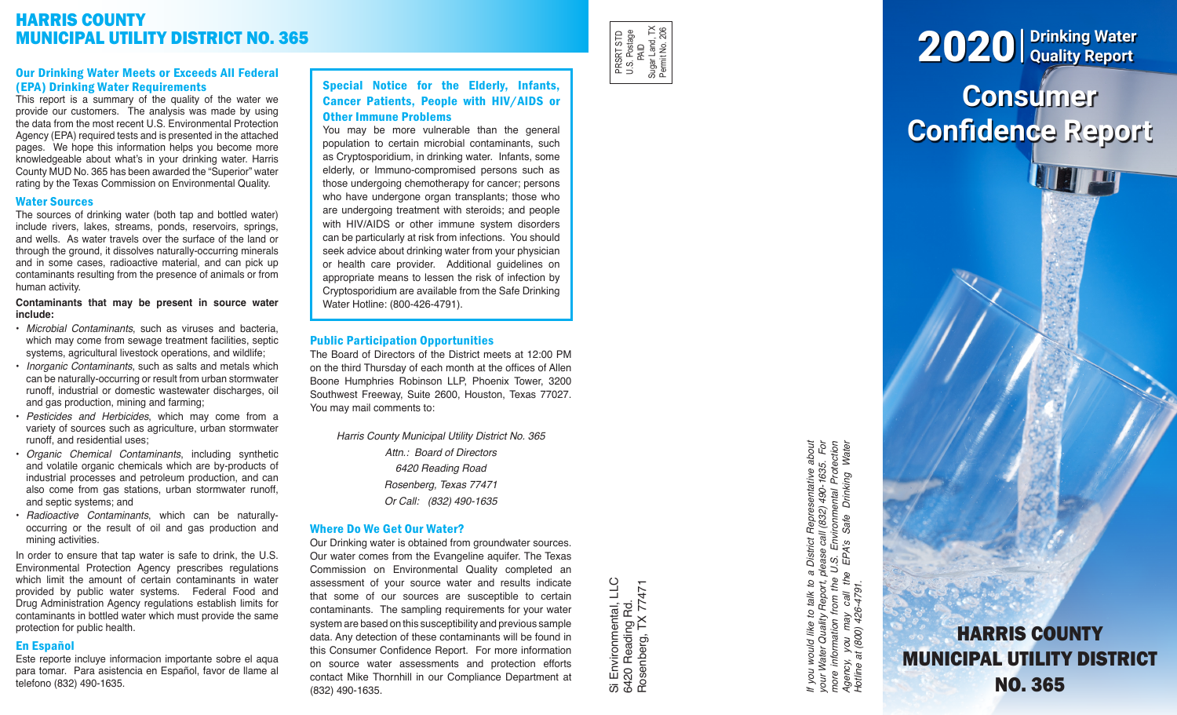# HARRIS COUNTY MUNICIPAL UTILITY DISTRICT NO. 365

## Our Drinking Water Meets or Exceeds All Federal (EPA) Drinking Water Requirements

This report is a summary of the quality of the water we provide our customers. The analysis was made by using the data from the most recent U.S. Environmental Protection Agency (EPA) required tests and is presented in the attached pages. We hope this information helps you become more knowledgeable about what's in your drinking water. Harris County MUD No. 365 has been awarded the "Superior" water rating by the Texas Commission on Environmental Quality.

## Water Sources

The sources of drinking water (both tap and bottled water) include rivers, lakes, streams, ponds, reservoirs, springs, and wells. As water travels over the surface of the land or through the ground, it dissolves naturally-occurring minerals and in some cases, radioactive material, and can pick up contaminants resulting from the presence of animals or from human activity.

**Contaminants that may be present in source water include:**

- *Microbial Contaminants*, such as viruses and bacteria, which may come from sewage treatment facilities, septic systems, agricultural livestock operations, and wildlife;
- *Inorganic Contaminants*, such as salts and metals which can be naturally-occurring or result from urban stormwater runoff, industrial or domestic wastewater discharges, oil and gas production, mining and farming;
- *Pesticides and Herbicides*, which may come from a variety of sources such as agriculture, urban stormwater runoff, and residential uses;
- *Organic Chemical Contaminants*, including synthetic and volatile organic chemicals which are by-products of industrial processes and petroleum production, and can also come from gas stations, urban stormwater runoff, and septic systems; and
- *Radioactive Contaminants*, which can be naturally-occurring or the result of oil and gas production and mining activities.

In order to ensure that tap water is safe to drink, the U.S. Environmental Protection Agency prescribes regulations which limit the amount of certain contaminants in water provided by public water systems. Federal Food and Drug Administration Agency regulations establish limits for contaminants in bottled water which must provide the same protection for public health.

## En Español

Este reporte incluye informacion importante sobre el aqua para tomar. Para asistencia en Español, favor de llame al telefono (832) 490-1635.

## Special Notice for the Elderly, Infants, Cancer Patients, People with HIV/AIDS or Other Immune Problems

You may be more vulnerable than the general population to certain microbial contaminants, such as Cryptosporidium, in drinking water. Infants, some elderly, or Immuno-compromised persons such as those undergoing chemotherapy for cancer; persons who have undergone organ transplants; those who are undergoing treatment with steroids; and people with HIV/AIDS or other immune system disorders can be particularly at risk from infections. You should seek advice about drinking water from your physician or health care provider. Additional guidelines on appropriate means to lessen the risk of infection by Cryptosporidium are available from the Safe Drinking Water Hotline: (800-426-4791).

## Public Participation Opportunities

The Board of Directors of the District meets at 12:00 PM on the third Thursday of each month at the offices of Allen Boone Humphries Robinson LLP, Phoenix Tower, 3200 Southwest Freeway, Suite 2600, Houston, Texas 77027. You may mail comments to:

*Harris County Municipal Utility District No. 365*
*Attn.: Board of Directors*
*6420 Reading Road*
*Rosenberg, Texas 77471*
*Or Call: (832) 490-1635*

## Where Do We Get Our Water?

Our Drinking water is obtained from groundwater sources. Our water comes from the Evangeline aquifer. The Texas Commission on Environmental Quality completed an assessment of your source water and results indicate that some of our sources are susceptible to certain contaminants. The sampling requirements for your water system are based on this susceptibility and previous sample data. Any detection of these contaminants will be found in this Consumer Confidence Report. For more information on source water assessments and protection efforts contact Mike Thornhill in our Compliance Department at (832) 490-1635.

PRSRT STD
U.S. Postage
PAID
Sugar Land, TX
Permit No. 206

Si Environmental, LLC
6420 Reading Rd.
Rosenberg, TX 77471

*If you would like to talk to a District Representative about your Water Quality Report, please call (832) 490-1635. For more information from the U.S. Environmental Protection Agency, you may call the EPA's Safe Drinking Water Hotline at (800) 426-4791.*

# 2020 | Drinking Water Quality Report

# Consumer Confidence Report

## HARRIS COUNTY MUNICIPAL UTILITY DISTRICT NO. 365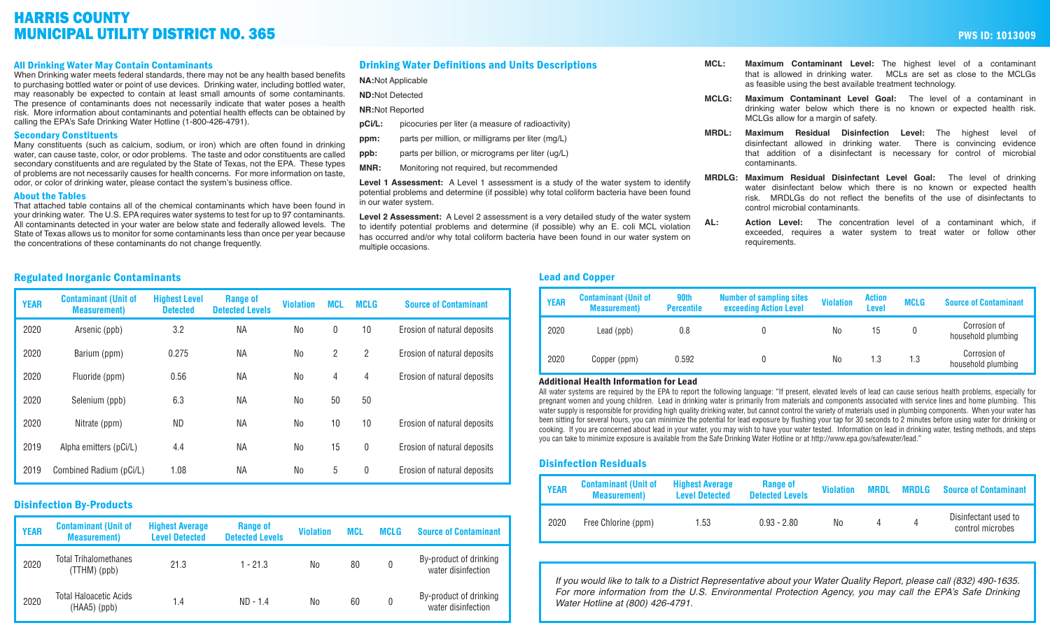# HARRIS COUNTY MUNICIPAL UTILITY DISTRICT NO. 365

PWS ID: 1013009

### All Drinking Water May Contain Contaminants

When Drinking water meets federal standards, there may not be any health based benefits to purchasing bottled water or point of use devices. Drinking water, including bottled water, may reasonably be expected to contain at least small amounts of some contaminants. The presence of contaminants does not necessarily indicate that water poses a health risk. More information about contaminants and potential health effects can be obtained by calling the EPA's Safe Drinking Water Hotline (1-800-426-4791).

### Secondary Constituents

Many constituents (such as calcium, sodium, or iron) which are often found in drinking water, can cause taste, color, or odor problems. The taste and odor constituents are called secondary constituents and are regulated by the State of Texas, not the EPA. These types of problems are not necessarily causes for health concerns. For more information on taste, odor, or color of drinking water, please contact the system's business office.

### About the Tables

That attached table contains all of the chemical contaminants which have been found in your drinking water. The U.S. EPA requires water systems to test for up to 97 contaminants. All contaminants detected in your water are below state and federally allowed levels. The State of Texas allows us to monitor for some contaminants less than once per year because the concentrations of these contaminants do not change frequently.

### Drinking Water Definitions and Units Descriptions

**NA:** Not Applicable

**ND:** Not Detected

**NR:** Not Reported

**pCi/L:** picocuries per liter (a measure of radioactivity)

**ppm:** parts per million, or milligrams per liter (mg/L)

**ppb:** parts per billion, or micrograms per liter (ug/L)

**MNR:** Monitoring not required, but recommended

**Level 1 Assessment:** A Level 1 assessment is a study of the water system to identify potential problems and determine (if possible) why total coliform bacteria have been found in our water system.

**Level 2 Assessment:** A Level 2 assessment is a very detailed study of the water system to identify potential problems and determine (if possible) why an E. coli MCL violation has occurred and/or why total coliform bacteria have been found in our water system on multiple occasions.

**MCL:** **Maximum Contaminant Level:** The highest level of a contaminant that is allowed in drinking water. MCLs are set as close to the MCLGs as feasible using the best available treatment technology.

**MCLG:** **Maximum Contaminant Level Goal:** The level of a contaminant in drinking water below which there is no known or expected health risk. MCLGs allow for a margin of safety.

**MRDL:** **Maximum Residual Disinfection Level:** The highest level of disinfectant allowed in drinking water. There is convincing evidence that addition of a disinfectant is necessary for control of microbial contaminants.

**MRDLG:** **Maximum Residual Disinfectant Level Goal:** The level of drinking water disinfectant below which there is no known or expected health risk. MRDLGs do not reflect the benefits of the use of disinfectants to control microbial contaminants.

**AL:** **Action Level:** The concentration level of a contaminant which, if exceeded, requires a water system to treat water or follow other requirements.

### Regulated Inorganic Contaminants

| YEAR | Contaminant (Unit of Measurement) | Highest Level Detected | Range of Detected Levels | Violation | MCL | MCLG | Source of Contaminant |
|---|---|---|---|---|---|---|---|
| 2020 | Arsenic (ppb) | 3.2 | NA | No | 0 | 10 | Erosion of natural deposits |
| 2020 | Barium (ppm) | 0.275 | NA | No | 2 | 2 | Erosion of natural deposits |
| 2020 | Fluoride (ppm) | 0.56 | NA | No | 4 | 4 | Erosion of natural deposits |
| 2020 | Selenium (ppb) | 6.3 | NA | No | 50 | 50 | |
| 2020 | Nitrate (ppm) | ND | NA | No | 10 | 10 | Erosion of natural deposits |
| 2019 | Alpha emitters (pCi/L) | 4.4 | NA | No | 15 | 0 | Erosion of natural deposits |
| 2019 | Combined Radium (pCi/L) | 1.08 | NA | No | 5 | 0 | Erosion of natural deposits |

### Disinfection By-Products

| YEAR | Contaminant (Unit of Measurement) | Highest Average Level Detected | Range of Detected Levels | Violation | MCL | MCLG | Source of Contaminant |
|---|---|---|---|---|---|---|---|
| 2020 | Total Trihalomethanes (TTHM) (ppb) | 21.3 | 1 - 21.3 | No | 80 | 0 | By-product of drinking water disinfection |
| 2020 | Total Haloacetic Acids (HAA5) (ppb) | 1.4 | ND - 1.4 | No | 60 | 0 | By-product of drinking water disinfection |

### Lead and Copper

| YEAR | Contaminant (Unit of Measurement) | 90th Percentile | Number of sampling sites exceeding Action Level | Violation | Action Level | MCLG | Source of Contaminant |
|---|---|---|---|---|---|---|---|
| 2020 | Lead (ppb) | 0.8 | 0 | No | 15 | 0 | Corrosion of household plumbing |
| 2020 | Copper (ppm) | 0.592 | 0 | No | 1.3 | 1.3 | Corrosion of household plumbing |

**Additional Health Information for Lead**

All water systems are required by the EPA to report the following language: "If present, elevated levels of lead can cause serious health problems, especially for pregnant women and young children. Lead in drinking water is primarily from materials and components associated with service lines and home plumbing. This water supply is responsible for providing high quality drinking water, but cannot control the variety of materials used in plumbing components. When your water has been sitting for several hours, you can minimize the potential for lead exposure by flushing your tap for 30 seconds to 2 minutes before using water for drinking or cooking. If you are concerned about lead in your water, you may wish to have your water tested. Information on lead in drinking water, testing methods, and steps you can take to minimize exposure is available from the Safe Drinking Water Hotline or at http://www.epa.gov/safewater/lead."

### Disinfection Residuals

| YEAR | Contaminant (Unit of Measurement) | Highest Average Level Detected | Range of Detected Levels | Violation | MRDL | MRDLG | Source of Contaminant |
|---|---|---|---|---|---|---|---|
| 2020 | Free Chlorine (ppm) | 1.53 | 0.93 - 2.80 | No | 4 | 4 | Disinfectant used to control microbes |

*If you would like to talk to a District Representative about your Water Quality Report, please call (832) 490-1635. For more information from the U.S. Environmental Protection Agency, you may call the EPA's Safe Drinking Water Hotline at (800) 426-4791.*